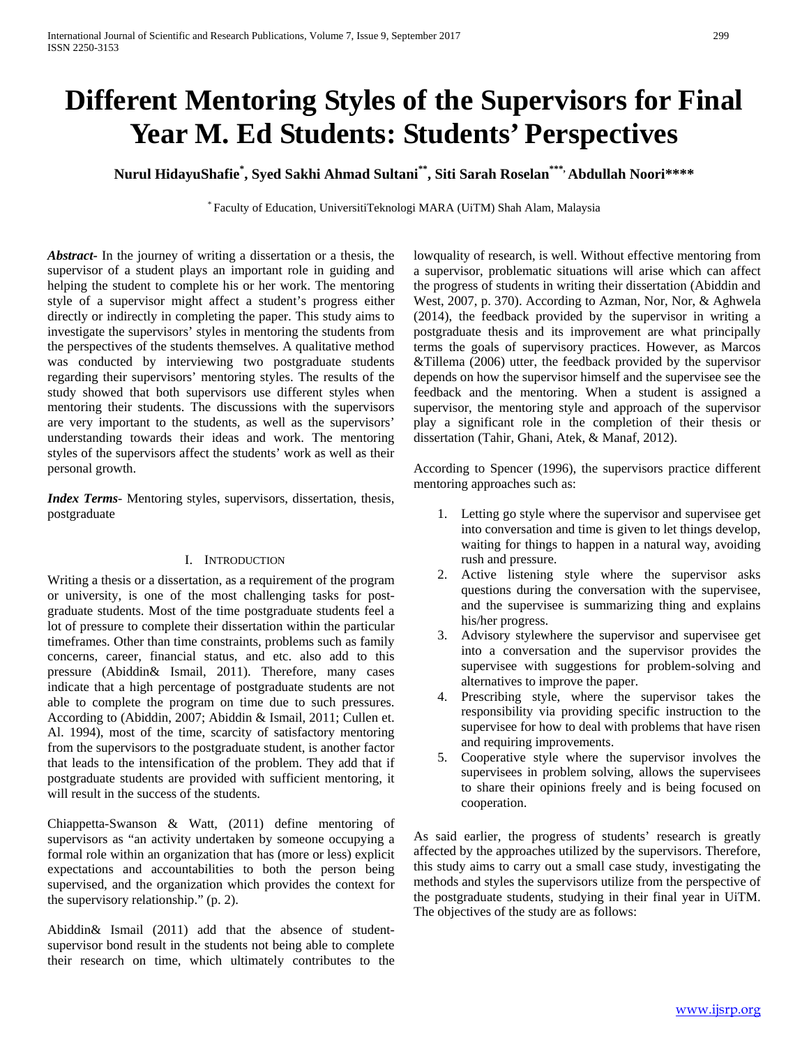# Different Mentoring Styles of the Supervisors for Final Year M. Ed Students: Students' Perspectives

**Nurul HidayuShafie[*], Syed Sakhi Ahmad Sultani[**], Siti Sarah Roselan[***], Abdullah Noori[****]**

[*] Faculty of Education, UniversitiTeknologi MARA (UiTM) Shah Alam, Malaysia

***Abstract-*** In the journey of writing a dissertation or a thesis, the supervisor of a student plays an important role in guiding and helping the student to complete his or her work. The mentoring style of a supervisor might affect a student's progress either directly or indirectly in completing the paper. This study aims to investigate the supervisors' styles in mentoring the students from the perspectives of the students themselves. A qualitative method was conducted by interviewing two postgraduate students regarding their supervisors' mentoring styles. The results of the study showed that both supervisors use different styles when mentoring their students. The discussions with the supervisors are very important to the students, as well as the supervisors' understanding towards their ideas and work. The mentoring styles of the supervisors affect the students' work as well as their personal growth.

***Index Terms-*** Mentoring styles, supervisors, dissertation, thesis, postgraduate

## I. Introduction

Writing a thesis or a dissertation, as a requirement of the program or university, is one of the most challenging tasks for post-graduate students. Most of the time postgraduate students feel a lot of pressure to complete their dissertation within the particular timeframes. Other than time constraints, problems such as family concerns, career, financial status, and etc. also add to this pressure (Abiddin& Ismail, 2011). Therefore, many cases indicate that a high percentage of postgraduate students are not able to complete the program on time due to such pressures. According to (Abiddin, 2007; Abiddin & Ismail, 2011; Cullen et. Al. 1994), most of the time, scarcity of satisfactory mentoring from the supervisors to the postgraduate student, is another factor that leads to the intensification of the problem. They add that if postgraduate students are provided with sufficient mentoring, it will result in the success of the students.

Chiappetta-Swanson & Watt, (2011) define mentoring of supervisors as "an activity undertaken by someone occupying a formal role within an organization that has (more or less) explicit expectations and accountabilities to both the person being supervised, and the organization which provides the context for the supervisory relationship." (p. 2).

Abiddin& Ismail (2011) add that the absence of student-supervisor bond result in the students not being able to complete their research on time, which ultimately contributes to the lowquality of research, is well. Without effective mentoring from a supervisor, problematic situations will arise which can affect the progress of students in writing their dissertation (Abiddin and West, 2007, p. 370). According to Azman, Nor, Nor, & Aghwela (2014), the feedback provided by the supervisor in writing a postgraduate thesis and its improvement are what principally terms the goals of supervisory practices. However, as Marcos &Tillema (2006) utter, the feedback provided by the supervisor depends on how the supervisor himself and the supervisee see the feedback and the mentoring. When a student is assigned a supervisor, the mentoring style and approach of the supervisor play a significant role in the completion of their thesis or dissertation (Tahir, Ghani, Atek, & Manaf, 2012).

According to Spencer (1996), the supervisors practice different mentoring approaches such as:

1. Letting go style where the supervisor and supervisee get into conversation and time is given to let things develop, waiting for things to happen in a natural way, avoiding rush and pressure.
2. Active listening style where the supervisor asks questions during the conversation with the supervisee, and the supervisee is summarizing thing and explains his/her progress.
3. Advisory stylewhere the supervisor and supervisee get into a conversation and the supervisor provides the supervisee with suggestions for problem-solving and alternatives to improve the paper.
4. Prescribing style, where the supervisor takes the responsibility via providing specific instruction to the supervisee for how to deal with problems that have risen and requiring improvements.
5. Cooperative style where the supervisor involves the supervisees in problem solving, allows the supervisees to share their opinions freely and is being focused on cooperation.

As said earlier, the progress of students' research is greatly affected by the approaches utilized by the supervisors. Therefore, this study aims to carry out a small case study, investigating the methods and styles the supervisors utilize from the perspective of the postgraduate students, studying in their final year in UiTM. The objectives of the study are as follows: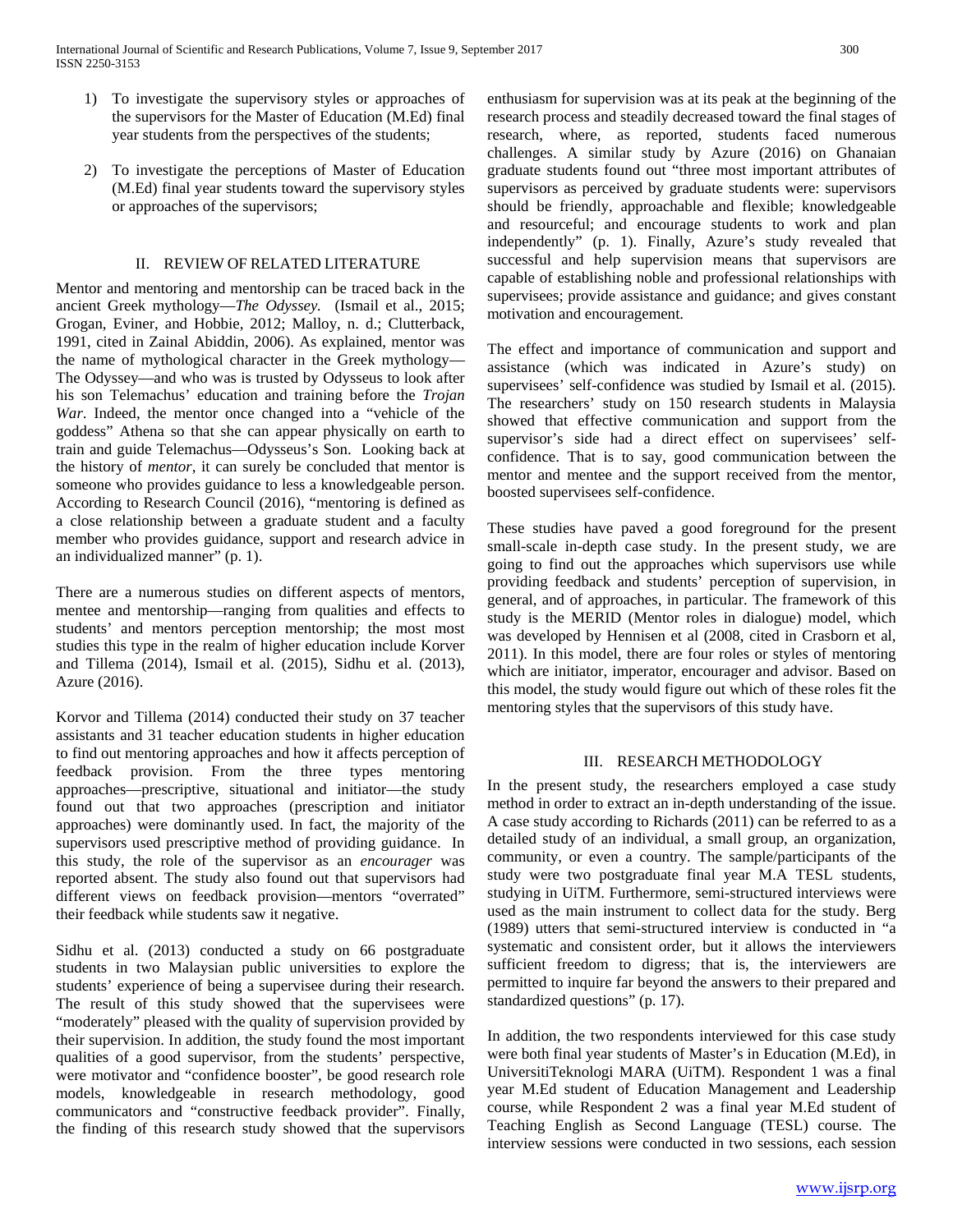1) To investigate the supervisory styles or approaches of the supervisors for the Master of Education (M.Ed) final year students from the perspectives of the students;

2) To investigate the perceptions of Master of Education (M.Ed) final year students toward the supervisory styles or approaches of the supervisors;

## II. REVIEW OF RELATED LITERATURE

Mentor and mentoring and mentorship can be traced back in the ancient Greek mythology—*The Odyssey.* (Ismail et al., 2015; Grogan, Eviner, and Hobbie, 2012; Malloy, n. d.; Clutterback, 1991, cited in Zainal Abiddin, 2006). As explained, mentor was the name of mythological character in the Greek mythology—The Odyssey—and who was trusted by Odysseus to look after his son Telemachus' education and training before the *Trojan War*. Indeed, the mentor once changed into a "vehicle of the goddess" Athena so that she can appear physically on earth to train and guide Telemachus—Odysseus's Son. Looking back at the history of *mentor*, it can surely be concluded that mentor is someone who provides guidance to less a knowledgeable person. According to Research Council (2016), "mentoring is defined as a close relationship between a graduate student and a faculty member who provides guidance, support and research advice in an individualized manner" (p. 1).

There are a numerous studies on different aspects of mentors, mentee and mentorship—ranging from qualities and effects to students' and mentors perception mentorship; the most most studies this type in the realm of higher education include Korver and Tillema (2014), Ismail et al. (2015), Sidhu et al. (2013), Azure (2016).

Korvor and Tillema (2014) conducted their study on 37 teacher assistants and 31 teacher education students in higher education to find out mentoring approaches and how it affects perception of feedback provision. From the three types mentoring approaches—prescriptive, situational and initiator—the study found out that two approaches (prescription and initiator approaches) were dominantly used. In fact, the majority of the supervisors used prescriptive method of providing guidance. In this study, the role of the supervisor as an *encourager* was reported absent. The study also found out that supervisors had different views on feedback provision—mentors "overrated" their feedback while students saw it negative.

Sidhu et al. (2013) conducted a study on 66 postgraduate students in two Malaysian public universities to explore the students' experience of being a supervisee during their research. The result of this study showed that the supervisees were "moderately" pleased with the quality of supervision provided by their supervision. In addition, the study found the most important qualities of a good supervisor, from the students' perspective, were motivator and "confidence booster", be good research role models, knowledgeable in research methodology, good communicators and "constructive feedback provider". Finally, the finding of this research study showed that the supervisors enthusiasm for supervision was at its peak at the beginning of the research process and steadily decreased toward the final stages of research, where, as reported, students faced numerous challenges. A similar study by Azure (2016) on Ghanaian graduate students found out "three most important attributes of supervisors as perceived by graduate students were: supervisors should be friendly, approachable and flexible; knowledgeable and resourceful; and encourage students to work and plan independently" (p. 1). Finally, Azure's study revealed that successful and help supervision means that supervisors are capable of establishing noble and professional relationships with supervisees; provide assistance and guidance; and gives constant motivation and encouragement.

The effect and importance of communication and support and assistance (which was indicated in Azure's study) on supervisees' self-confidence was studied by Ismail et al. (2015). The researchers' study on 150 research students in Malaysia showed that effective communication and support from the supervisor's side had a direct effect on supervisees' self-confidence. That is to say, good communication between the mentor and mentee and the support received from the mentor, boosted supervisees self-confidence.

These studies have paved a good foreground for the present small-scale in-depth case study. In the present study, we are going to find out the approaches which supervisors use while providing feedback and students' perception of supervision, in general, and of approaches, in particular. The framework of this study is the MERID (Mentor roles in dialogue) model, which was developed by Hennisen et al (2008, cited in Crasborn et al, 2011). In this model, there are four roles or styles of mentoring which are initiator, imperator, encourager and advisor. Based on this model, the study would figure out which of these roles fit the mentoring styles that the supervisors of this study have.

## III. RESEARCH METHODOLOGY

In the present study, the researchers employed a case study method in order to extract an in-depth understanding of the issue. A case study according to Richards (2011) can be referred to as a detailed study of an individual, a small group, an organization, community, or even a country. The sample/participants of the study were two postgraduate final year M.A TESL students, studying in UiTM. Furthermore, semi-structured interviews were used as the main instrument to collect data for the study. Berg (1989) utters that semi-structured interview is conducted in "a systematic and consistent order, but it allows the interviewers sufficient freedom to digress; that is, the interviewers are permitted to inquire far beyond the answers to their prepared and standardized questions" (p. 17).

In addition, the two respondents interviewed for this case study were both final year students of Master's in Education (M.Ed), in UniversitiTeknologi MARA (UiTM). Respondent 1 was a final year M.Ed student of Education Management and Leadership course, while Respondent 2 was a final year M.Ed student of Teaching English as Second Language (TESL) course. The interview sessions were conducted in two sessions, each session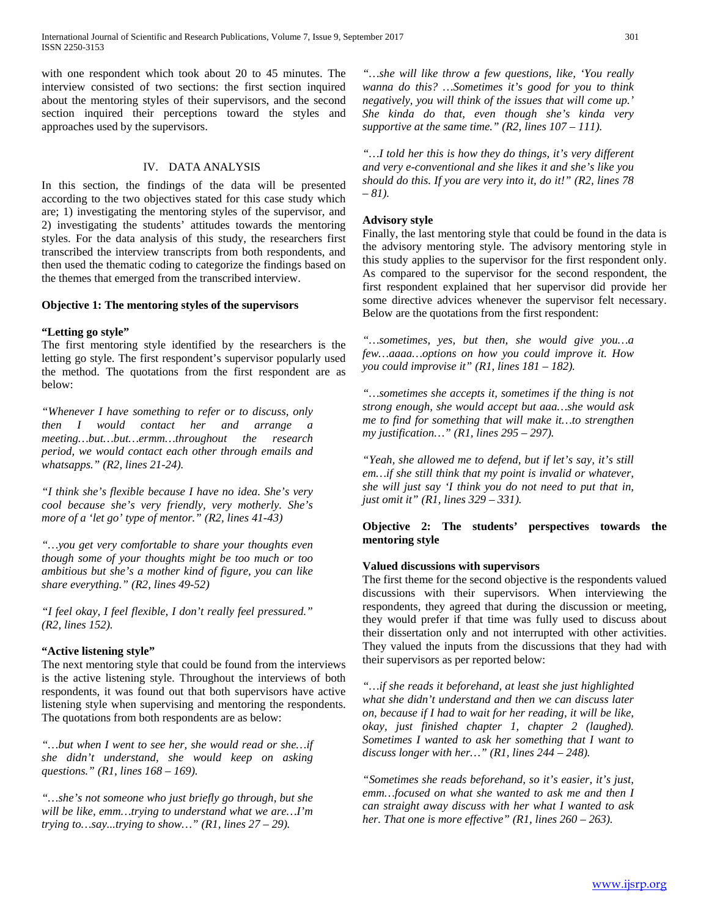with one respondent which took about 20 to 45 minutes. The interview consisted of two sections: the first section inquired about the mentoring styles of their supervisors, and the second section inquired their perceptions toward the styles and approaches used by the supervisors.

## IV. DATA ANALYSIS

In this section, the findings of the data will be presented according to the two objectives stated for this case study which are; 1) investigating the mentoring styles of the supervisor, and 2) investigating the students' attitudes towards the mentoring styles. For the data analysis of this study, the researchers first transcribed the interview transcripts from both respondents, and then used the thematic coding to categorize the findings based on the themes that emerged from the transcribed interview.

### Objective 1: The mentoring styles of the supervisors

**"Letting go style"**

The first mentoring style identified by the researchers is the letting go style. The first respondent's supervisor popularly used the method. The quotations from the first respondent are as below:

*"Whenever I have something to refer or to discuss, only then I would contact her and arrange a meeting…but…but…ermm…throughout the research period, we would contact each other through emails and whatsapps." (R2, lines 21-24).*

*"I think she's flexible because I have no idea. She's very cool because she's very friendly, very motherly. She's more of a 'let go' type of mentor." (R2, lines 41-43)*

*"…you get very comfortable to share your thoughts even though some of your thoughts might be too much or too ambitious but she's a mother kind of figure, you can like share everything." (R2, lines 49-52)*

*"I feel okay, I feel flexible, I don't really feel pressured." (R2, lines 152).*

**"Active listening style"**

The next mentoring style that could be found from the interviews is the active listening style. Throughout the interviews of both respondents, it was found out that both supervisors have active listening style when supervising and mentoring the respondents. The quotations from both respondents are as below:

*"…but when I went to see her, she would read or she…if she didn't understand, she would keep on asking questions." (R1, lines 168 – 169).*

*"…she's not someone who just briefly go through, but she will be like, emm…trying to understand what we are…I'm trying to…say...trying to show…" (R1, lines 27 – 29).*

*"…she will like throw a few questions, like, 'You really wanna do this? …Sometimes it's good for you to think negatively, you will think of the issues that will come up.' She kinda do that, even though she's kinda very supportive at the same time." (R2, lines 107 – 111).*

*"…I told her this is how they do things, it's very different and very e-conventional and she likes it and she's like you should do this. If you are very into it, do it!" (R2, lines 78 – 81).*

**Advisory style**

Finally, the last mentoring style that could be found in the data is the advisory mentoring style. The advisory mentoring style in this study applies to the supervisor for the first respondent only. As compared to the supervisor for the second respondent, the first respondent explained that her supervisor did provide her some directive advices whenever the supervisor felt necessary. Below are the quotations from the first respondent:

*"…sometimes, yes, but then, she would give you…a few…aaaa…options on how you could improve it. How you could improvise it" (R1, lines 181 – 182).*

*"…sometimes she accepts it, sometimes if the thing is not strong enough, she would accept but aaa…she would ask me to find for something that will make it…to strengthen my justification…" (R1, lines 295 – 297).*

*"Yeah, she allowed me to defend, but if let's say, it's still em…if she still think that my point is invalid or whatever, she will just say 'I think you do not need to put that in, just omit it" (R1, lines 329 – 331).*

### Objective 2: The students' perspectives towards the mentoring style

**Valued discussions with supervisors**

The first theme for the second objective is the respondents valued discussions with their supervisors. When interviewing the respondents, they agreed that during the discussion or meeting, they would prefer if that time was fully used to discuss about their dissertation only and not interrupted with other activities. They valued the inputs from the discussions that they had with their supervisors as per reported below:

*"…if she reads it beforehand, at least she just highlighted what she didn't understand and then we can discuss later on, because if I had to wait for her reading, it will be like, okay, just finished chapter 1, chapter 2 (laughed). Sometimes I wanted to ask her something that I want to discuss longer with her…" (R1, lines 244 – 248).*

*"Sometimes she reads beforehand, so it's easier, it's just, emm…focused on what she wanted to ask me and then I can straight away discuss with her what I wanted to ask her. That one is more effective" (R1, lines 260 – 263).*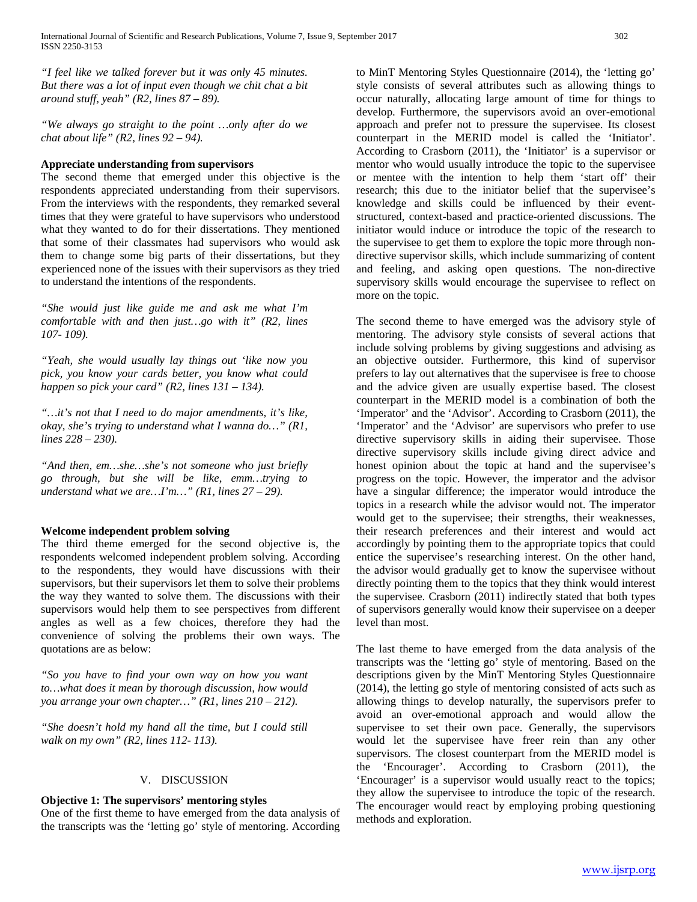*"I feel like we talked forever but it was only 45 minutes. But there was a lot of input even though we chit chat a bit around stuff, yeah" (R2, lines 87 – 89).*

*"We always go straight to the point …only after do we chat about life" (R2, lines 92 – 94).*

**Appreciate understanding from supervisors**

The second theme that emerged under this objective is the respondents appreciated understanding from their supervisors. From the interviews with the respondents, they remarked several times that they were grateful to have supervisors who understood what they wanted to do for their dissertations. They mentioned that some of their classmates had supervisors who would ask them to change some big parts of their dissertations, but they experienced none of the issues with their supervisors as they tried to understand the intentions of the respondents.

*"She would just like guide me and ask me what I'm comfortable with and then just…go with it" (R2, lines 107- 109).*

*"Yeah, she would usually lay things out 'like now you pick, you know your cards better, you know what could happen so pick your card" (R2, lines 131 – 134).*

*"…it's not that I need to do major amendments, it's like, okay, she's trying to understand what I wanna do…" (R1, lines 228 – 230).*

*"And then, em…she…she's not someone who just briefly go through, but she will be like, emm…trying to understand what we are…I'm…" (R1, lines 27 – 29).*

**Welcome independent problem solving**

The third theme emerged for the second objective is, the respondents welcomed independent problem solving. According to the respondents, they would have discussions with their supervisors, but their supervisors let them to solve their problems the way they wanted to solve them. The discussions with their supervisors would help them to see perspectives from different angles as well as a few choices, therefore they had the convenience of solving the problems their own ways. The quotations are as below:

*"So you have to find your own way on how you want to…what does it mean by thorough discussion, how would you arrange your own chapter…" (R1, lines 210 – 212).*

*"She doesn't hold my hand all the time, but I could still walk on my own" (R2, lines 112- 113).*

## V. Discussion

**Objective 1: The supervisors' mentoring styles**

One of the first theme to have emerged from the data analysis of the transcripts was the 'letting go' style of mentoring. According to MinT Mentoring Styles Questionnaire (2014), the 'letting go' style consists of several attributes such as allowing things to occur naturally, allocating large amount of time for things to develop. Furthermore, the supervisors avoid an over-emotional approach and prefer not to pressure the supervisee. Its closest counterpart in the MERID model is called the 'Initiator'. According to Crasborn (2011), the 'Initiator' is a supervisor or mentor who would usually introduce the topic to the supervisee or mentee with the intention to help them 'start off' their research; this due to the initiator belief that the supervisee's knowledge and skills could be influenced by their event-structured, context-based and practice-oriented discussions. The initiator would induce or introduce the topic of the research to the supervisee to get them to explore the topic more through non-directive supervisor skills, which include summarizing of content and feeling, and asking open questions. The non-directive supervisory skills would encourage the supervisee to reflect on more on the topic.

The second theme to have emerged was the advisory style of mentoring. The advisory style consists of several actions that include solving problems by giving suggestions and advising as an objective outsider. Furthermore, this kind of supervisor prefers to lay out alternatives that the supervisee is free to choose and the advice given are usually expertise based. The closest counterpart in the MERID model is a combination of both the 'Imperator' and the 'Advisor'. According to Crasborn (2011), the 'Imperator' and the 'Advisor' are supervisors who prefer to use directive supervisory skills in aiding their supervisee. Those directive supervisory skills include giving direct advice and honest opinion about the topic at hand and the supervisee's progress on the topic. However, the imperator and the advisor have a singular difference; the imperator would introduce the topics in a research while the advisor would not. The imperator would get to the supervisee; their strengths, their weaknesses, their research preferences and their interest and would act accordingly by pointing them to the appropriate topics that could entice the supervisee's researching interest. On the other hand, the advisor would gradually get to know the supervisee without directly pointing them to the topics that they think would interest the supervisee. Crasborn (2011) indirectly stated that both types of supervisors generally would know their supervisee on a deeper level than most.

The last theme to have emerged from the data analysis of the transcripts was the 'letting go' style of mentoring. Based on the descriptions given by the MinT Mentoring Styles Questionnaire (2014), the letting go style of mentoring consisted of acts such as allowing things to develop naturally, the supervisors prefer to avoid an over-emotional approach and would allow the supervisee to set their own pace. Generally, the supervisors would let the supervisee have freer rein than any other supervisors. The closest counterpart from the MERID model is the 'Encourager'. According to Crasborn (2011), the 'Encourager' is a supervisor would usually react to the topics; they allow the supervisee to introduce the topic of the research. The encourager would react by employing probing questioning methods and exploration.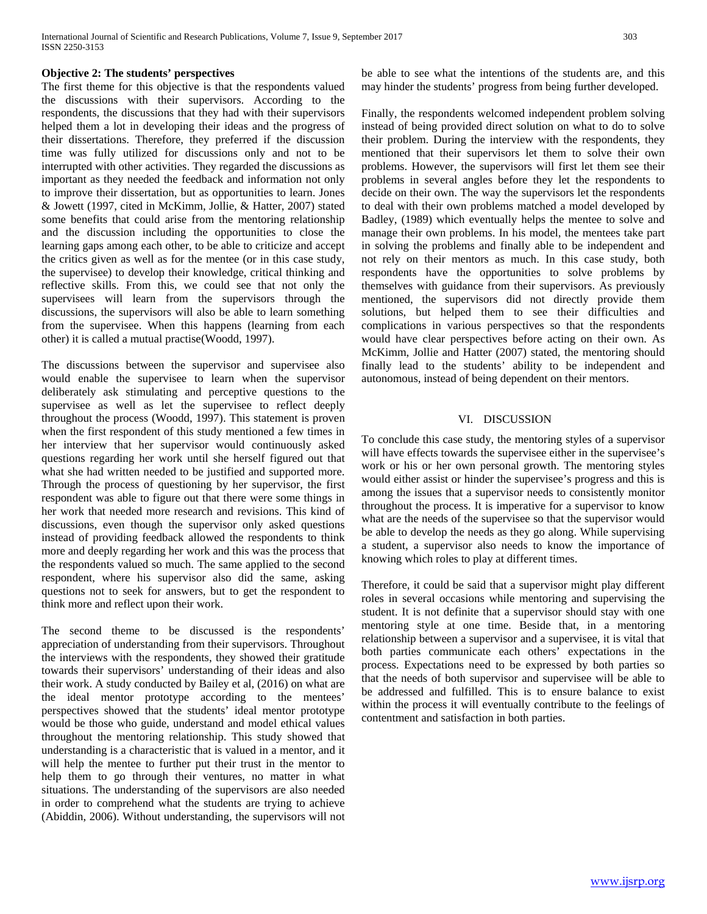**Objective 2: The students' perspectives**

The first theme for this objective is that the respondents valued the discussions with their supervisors. According to the respondents, the discussions that they had with their supervisors helped them a lot in developing their ideas and the progress of their dissertations. Therefore, they preferred if the discussion time was fully utilized for discussions only and not to be interrupted with other activities. They regarded the discussions as important as they needed the feedback and information not only to improve their dissertation, but as opportunities to learn. Jones & Jowett (1997, cited in McKimm, Jollie, & Hatter, 2007) stated some benefits that could arise from the mentoring relationship and the discussion including the opportunities to close the learning gaps among each other, to be able to criticize and accept the critics given as well as for the mentee (or in this case study, the supervisee) to develop their knowledge, critical thinking and reflective skills. From this, we could see that not only the supervisees will learn from the supervisors through the discussions, the supervisors will also be able to learn something from the supervisee. When this happens (learning from each other) it is called a mutual practise(Woodd, 1997).

The discussions between the supervisor and supervisee also would enable the supervisee to learn when the supervisor deliberately ask stimulating and perceptive questions to the supervisee as well as let the supervisee to reflect deeply throughout the process (Woodd, 1997). This statement is proven when the first respondent of this study mentioned a few times in her interview that her supervisor would continuously asked questions regarding her work until she herself figured out that what she had written needed to be justified and supported more. Through the process of questioning by her supervisor, the first respondent was able to figure out that there were some things in her work that needed more research and revisions. This kind of discussions, even though the supervisor only asked questions instead of providing feedback allowed the respondents to think more and deeply regarding her work and this was the process that the respondents valued so much. The same applied to the second respondent, where his supervisor also did the same, asking questions not to seek for answers, but to get the respondent to think more and reflect upon their work.

The second theme to be discussed is the respondents' appreciation of understanding from their supervisors. Throughout the interviews with the respondents, they showed their gratitude towards their supervisors' understanding of their ideas and also their work. A study conducted by Bailey et al, (2016) on what are the ideal mentor prototype according to the mentees' perspectives showed that the students' ideal mentor prototype would be those who guide, understand and model ethical values throughout the mentoring relationship. This study showed that understanding is a characteristic that is valued in a mentor, and it will help the mentee to further put their trust in the mentor to help them to go through their ventures, no matter in what situations. The understanding of the supervisors are also needed in order to comprehend what the students are trying to achieve (Abiddin, 2006). Without understanding, the supervisors will not be able to see what the intentions of the students are, and this may hinder the students' progress from being further developed.

Finally, the respondents welcomed independent problem solving instead of being provided direct solution on what to do to solve their problem. During the interview with the respondents, they mentioned that their supervisors let them to solve their own problems. However, the supervisors will first let them see their problems in several angles before they let the respondents to decide on their own. The way the supervisors let the respondents to deal with their own problems matched a model developed by Badley, (1989) which eventually helps the mentee to solve and manage their own problems. In his model, the mentees take part in solving the problems and finally able to be independent and not rely on their mentors as much. In this case study, both respondents have the opportunities to solve problems by themselves with guidance from their supervisors. As previously mentioned, the supervisors did not directly provide them solutions, but helped them to see their difficulties and complications in various perspectives so that the respondents would have clear perspectives before acting on their own. As McKimm, Jollie and Hatter (2007) stated, the mentoring should finally lead to the students' ability to be independent and autonomous, instead of being dependent on their mentors.

## VI. DISCUSSION

To conclude this case study, the mentoring styles of a supervisor will have effects towards the supervisee either in the supervisee's work or his or her own personal growth. The mentoring styles would either assist or hinder the supervisee's progress and this is among the issues that a supervisor needs to consistently monitor throughout the process. It is imperative for a supervisor to know what are the needs of the supervisee so that the supervisor would be able to develop the needs as they go along. While supervising a student, a supervisor also needs to know the importance of knowing which roles to play at different times.

Therefore, it could be said that a supervisor might play different roles in several occasions while mentoring and supervising the student. It is not definite that a supervisor should stay with one mentoring style at one time. Beside that, in a mentoring relationship between a supervisor and a supervisee, it is vital that both parties communicate each others' expectations in the process. Expectations need to be expressed by both parties so that the needs of both supervisor and supervisee will be able to be addressed and fulfilled. This is to ensure balance to exist within the process it will eventually contribute to the feelings of contentment and satisfaction in both parties.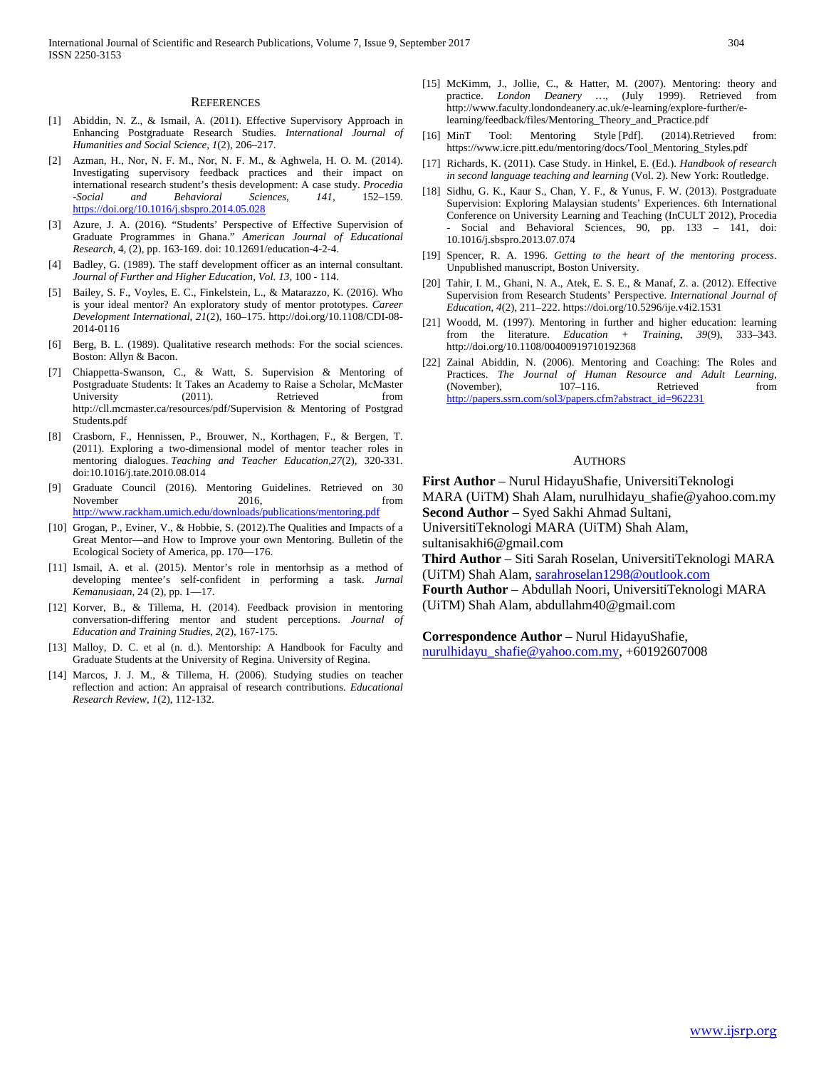## REFERENCES

[1] Abiddin, N. Z., & Ismail, A. (2011). Effective Supervisory Approach in Enhancing Postgraduate Research Studies. *International Journal of Humanities and Social Science*, *1*(2), 206–217.

[2] Azman, H., Nor, N. F. M., Nor, N. F. M., & Aghwela, H. O. M. (2014). Investigating supervisory feedback practices and their impact on international research student's thesis development: A case study. *Procedia -Social and Behavioral Sciences*, *141*, 152–159. https://doi.org/10.1016/j.sbspro.2014.05.028

[3] Azure, J. A. (2016). "Students' Perspective of Effective Supervision of Graduate Programmes in Ghana." *American Journal of Educational Research*, 4, (2), pp. 163-169. doi: 10.12691/education-4-2-4.

[4] Badley, G. (1989). The staff development officer as an internal consultant. *Journal of Further and Higher Education, Vol. 13*, 100 - 114.

[5] Bailey, S. F., Voyles, E. C., Finkelstein, L., & Matarazzo, K. (2016). Who is your ideal mentor? An exploratory study of mentor prototypes. *Career Development International*, *21*(2), 160–175. http://doi.org/10.1108/CDI-08-2014-0116

[6] Berg, B. L. (1989). Qualitative research methods: For the social sciences. Boston: Allyn & Bacon.

[7] Chiappetta-Swanson, C., & Watt, S. Supervision & Mentoring of Postgraduate Students: It Takes an Academy to Raise a Scholar, McMaster University (2011). Retrieved from http://cll.mcmaster.ca/resources/pdf/Supervision & Mentoring of Postgrad Students.pdf

[8] Crasborn, F., Hennissen, P., Brouwer, N., Korthagen, F., & Bergen, T. (2011). Exploring a two-dimensional model of mentor teacher roles in mentoring dialogues. *Teaching and Teacher Education*,*27*(2), 320-331. doi:10.1016/j.tate.2010.08.014

[9] Graduate Council (2016). Mentoring Guidelines. Retrieved on 30 November 2016, from http://www.rackham.umich.edu/downloads/publications/mentoring.pdf

[10] Grogan, P., Eviner, V., & Hobbie, S. (2012).The Qualities and Impacts of a Great Mentor—and How to Improve your own Mentoring. Bulletin of the Ecological Society of America, pp. 170—176.

[11] Ismail, A. et al. (2015). Mentor's role in mentorhsip as a method of developing mentee's self-confident in performing a task. *Jurnal Kemanusiaan*, 24 (2), pp. 1—17.

[12] Korver, B., & Tillema, H. (2014). Feedback provision in mentoring conversation-differing mentor and student perceptions. *Journal of Education and Training Studies*, *2*(2), 167-175.

[13] Malloy, D. C. et al (n. d.). Mentorship: A Handbook for Faculty and Graduate Students at the University of Regina. University of Regina.

[14] Marcos, J. J. M., & Tillema, H. (2006). Studying studies on teacher reflection and action: An appraisal of research contributions. *Educational Research Review*, *1*(2), 112-132.

[15] McKimm, J., Jollie, C., & Hatter, M. (2007). Mentoring: theory and practice. *London Deanery …*, (July 1999). Retrieved from http://www.faculty.londondeanery.ac.uk/e-learning/explore-further/e-learning/feedback/files/Mentoring_Theory_and_Practice.pdf

[16] MinT Tool: Mentoring Style [Pdf]. (2014).Retrieved from: https://www.icre.pitt.edu/mentoring/docs/Tool_Mentoring_Styles.pdf

[17] Richards, K. (2011). Case Study. in Hinkel, E. (Ed.). *Handbook of research in second language teaching and learning* (Vol. 2). New York: Routledge.

[18] Sidhu, G. K., Kaur S., Chan, Y. F., & Yunus, F. W. (2013). Postgraduate Supervision: Exploring Malaysian students' Experiences. 6th International Conference on University Learning and Teaching (InCULT 2012), Procedia - Social and Behavioral Sciences, 90, pp. 133 – 141, doi: 10.1016/j.sbspro.2013.07.074

[19] Spencer, R. A. 1996. *Getting to the heart of the mentoring process*. Unpublished manuscript, Boston University.

[20] Tahir, I. M., Ghani, N. A., Atek, E. S. E., & Manaf, Z. a. (2012). Effective Supervision from Research Students' Perspective. *International Journal of Education*, *4*(2), 211–222. https://doi.org/10.5296/ije.v4i2.1531

[21] Woodd, M. (1997). Mentoring in further and higher education: learning from the literature. *Education + Training*, *39*(9), 333–343. http://doi.org/10.1108/00400919710192368

[22] Zainal Abiddin, N. (2006). Mentoring and Coaching: The Roles and Practices. *The Journal of Human Resource and Adult Learning*, (November), 107–116. Retrieved from http://papers.ssrn.com/sol3/papers.cfm?abstract_id=962231

## AUTHORS

**First Author** – Nurul HidayuShafie, UniversitiTeknologi MARA (UiTM) Shah Alam, nurulhidayu_shafie@yahoo.com.my

**Second Author** – Syed Sakhi Ahmad Sultani, UniversitiTeknologi MARA (UiTM) Shah Alam, sultanisakhi6@gmail.com

**Third Author** – Siti Sarah Roselan, UniversitiTeknologi MARA (UiTM) Shah Alam, sarahroselan1298@outlook.com

**Fourth Author** – Abdullah Noori, UniversitiTeknologi MARA (UiTM) Shah Alam, abdullahm40@gmail.com

**Correspondence Author** – Nurul HidayuShafie, nurulhidayu_shafie@yahoo.com.my, +60192607008